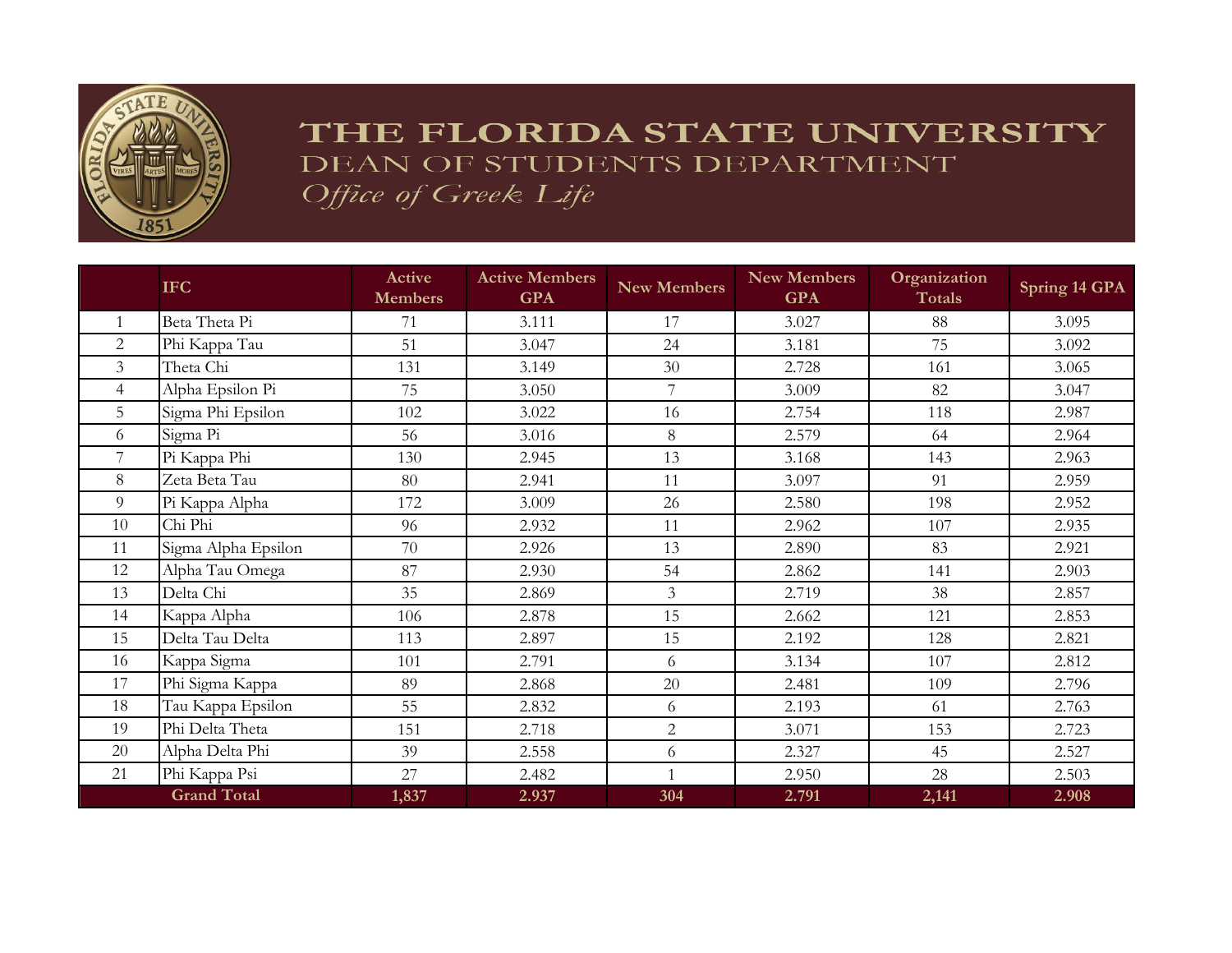# THE FLORIDA STATE UNIVERSITY

## DEAN OF STUDENTS DEPARTMENT

*Office of Greek Life*

| | IFC | Active Members | Active Members GPA | New Members | New Members GPA | Organization Totals | Spring 14 GPA |
|---|---|---|---|---|---|---|---|
| 1 | Beta Theta Pi | 71 | 3.111 | 17 | 3.027 | 88 | 3.095 |
| 2 | Phi Kappa Tau | 51 | 3.047 | 24 | 3.181 | 75 | 3.092 |
| 3 | Theta Chi | 131 | 3.149 | 30 | 2.728 | 161 | 3.065 |
| 4 | Alpha Epsilon Pi | 75 | 3.050 | 7 | 3.009 | 82 | 3.047 |
| 5 | Sigma Phi Epsilon | 102 | 3.022 | 16 | 2.754 | 118 | 2.987 |
| 6 | Sigma Pi | 56 | 3.016 | 8 | 2.579 | 64 | 2.964 |
| 7 | Pi Kappa Phi | 130 | 2.945 | 13 | 3.168 | 143 | 2.963 |
| 8 | Zeta Beta Tau | 80 | 2.941 | 11 | 3.097 | 91 | 2.959 |
| 9 | Pi Kappa Alpha | 172 | 3.009 | 26 | 2.580 | 198 | 2.952 |
| 10 | Chi Phi | 96 | 2.932 | 11 | 2.962 | 107 | 2.935 |
| 11 | Sigma Alpha Epsilon | 70 | 2.926 | 13 | 2.890 | 83 | 2.921 |
| 12 | Alpha Tau Omega | 87 | 2.930 | 54 | 2.862 | 141 | 2.903 |
| 13 | Delta Chi | 35 | 2.869 | 3 | 2.719 | 38 | 2.857 |
| 14 | Kappa Alpha | 106 | 2.878 | 15 | 2.662 | 121 | 2.853 |
| 15 | Delta Tau Delta | 113 | 2.897 | 15 | 2.192 | 128 | 2.821 |
| 16 | Kappa Sigma | 101 | 2.791 | 6 | 3.134 | 107 | 2.812 |
| 17 | Phi Sigma Kappa | 89 | 2.868 | 20 | 2.481 | 109 | 2.796 |
| 18 | Tau Kappa Epsilon | 55 | 2.832 | 6 | 2.193 | 61 | 2.763 |
| 19 | Phi Delta Theta | 151 | 2.718 | 2 | 3.071 | 153 | 2.723 |
| 20 | Alpha Delta Phi | 39 | 2.558 | 6 | 2.327 | 45 | 2.527 |
| 21 | Phi Kappa Psi | 27 | 2.482 | 1 | 2.950 | 28 | 2.503 |
| | **Grand Total** | **1,837** | **2.937** | **304** | **2.791** | **2,141** | **2.908** |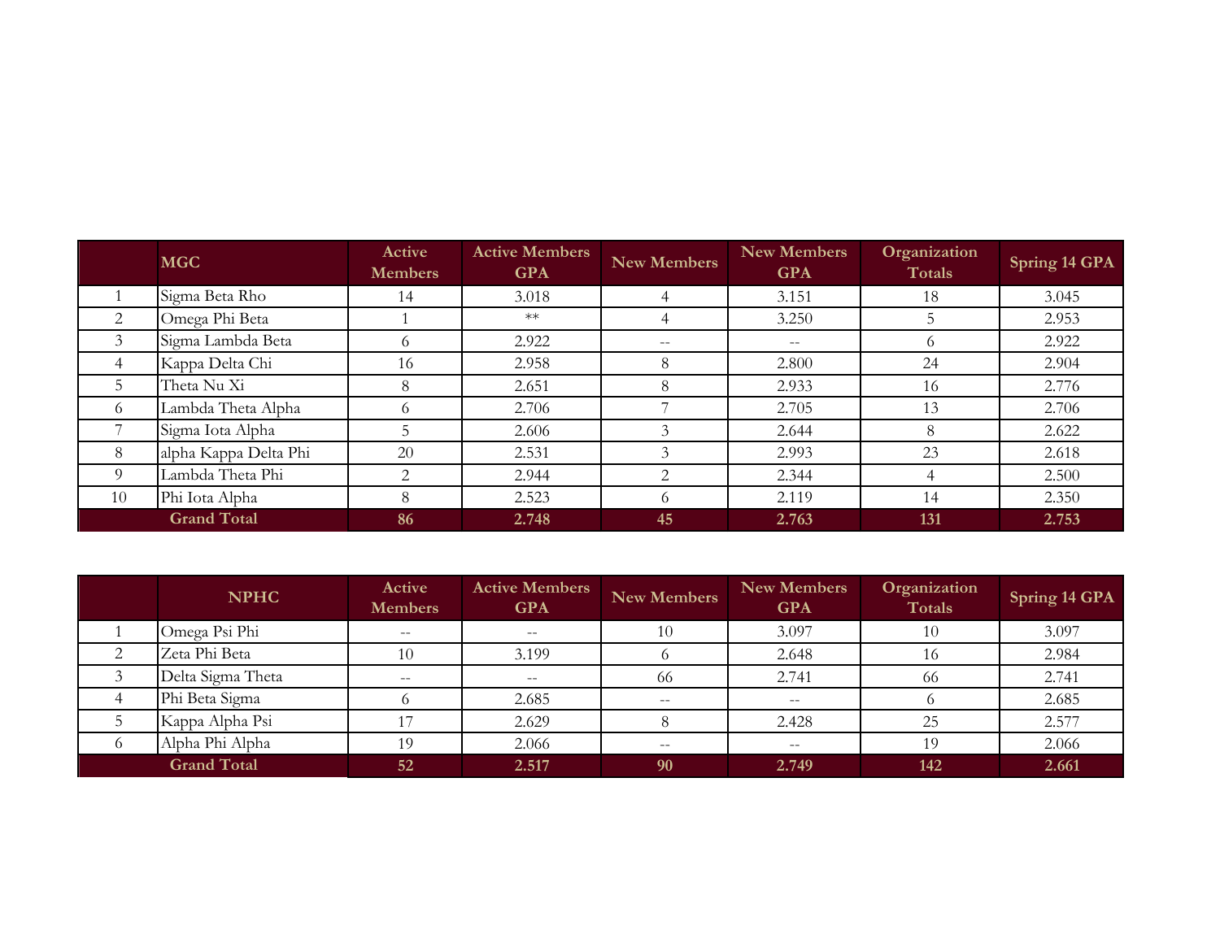| | MGC | Active Members | Active Members GPA | New Members | New Members GPA | Organization Totals | Spring 14 GPA |
|---|---|---|---|---|---|---|---|
| 1 | Sigma Beta Rho | 14 | 3.018 | 4 | 3.151 | 18 | 3.045 |
| 2 | Omega Phi Beta | 1 | ** | 4 | 3.250 | 5 | 2.953 |
| 3 | Sigma Lambda Beta | 6 | 2.922 | -- | -- | 6 | 2.922 |
| 4 | Kappa Delta Chi | 16 | 2.958 | 8 | 2.800 | 24 | 2.904 |
| 5 | Theta Nu Xi | 8 | 2.651 | 8 | 2.933 | 16 | 2.776 |
| 6 | Lambda Theta Alpha | 6 | 2.706 | 7 | 2.705 | 13 | 2.706 |
| 7 | Sigma Iota Alpha | 5 | 2.606 | 3 | 2.644 | 8 | 2.622 |
| 8 | alpha Kappa Delta Phi | 20 | 2.531 | 3 | 2.993 | 23 | 2.618 |
| 9 | Lambda Theta Phi | 2 | 2.944 | 2 | 2.344 | 4 | 2.500 |
| 10 | Phi Iota Alpha | 8 | 2.523 | 6 | 2.119 | 14 | 2.350 |
| | **Grand Total** | **86** | **2.748** | **45** | **2.763** | **131** | **2.753** |

| | NPHC | Active Members | Active Members GPA | New Members | New Members GPA | Organization Totals | Spring 14 GPA |
|---|---|---|---|---|---|---|---|
| 1 | Omega Psi Phi | -- | -- | 10 | 3.097 | 10 | 3.097 |
| 2 | Zeta Phi Beta | 10 | 3.199 | 6 | 2.648 | 16 | 2.984 |
| 3 | Delta Sigma Theta | -- | -- | 66 | 2.741 | 66 | 2.741 |
| 4 | Phi Beta Sigma | 6 | 2.685 | -- | -- | 6 | 2.685 |
| 5 | Kappa Alpha Psi | 17 | 2.629 | 8 | 2.428 | 25 | 2.577 |
| 6 | Alpha Phi Alpha | 19 | 2.066 | -- | -- | 19 | 2.066 |
| | **Grand Total** | **52** | **2.517** | **90** | **2.749** | **142** | **2.661** |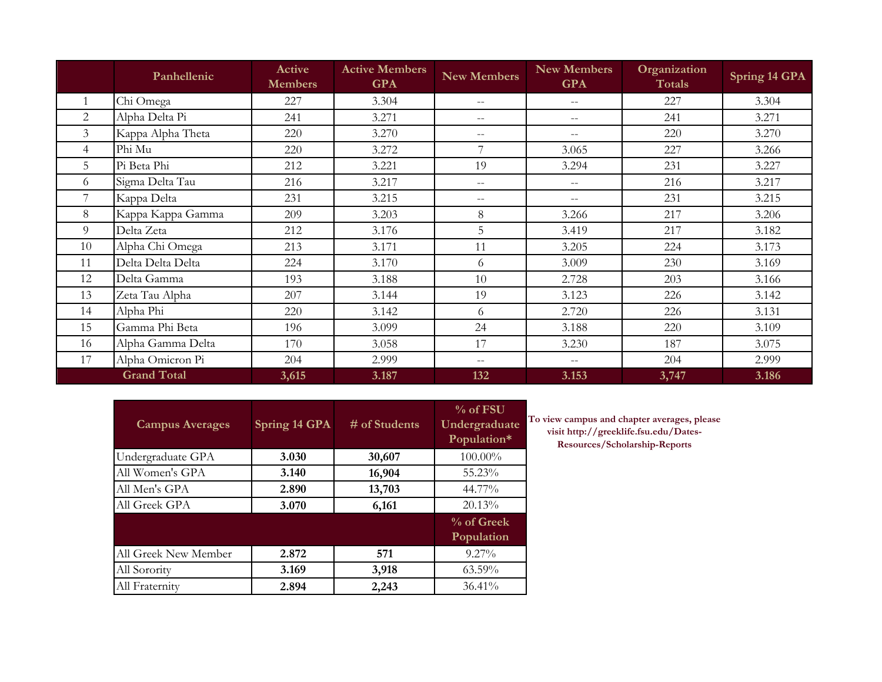| | Panhellenic | Active Members | Active Members GPA | New Members | New Members GPA | Organization Totals | Spring 14 GPA |
|---|---|---|---|---|---|---|---|
| 1 | Chi Omega | 227 | 3.304 | -- | -- | 227 | 3.304 |
| 2 | Alpha Delta Pi | 241 | 3.271 | -- | -- | 241 | 3.271 |
| 3 | Kappa Alpha Theta | 220 | 3.270 | -- | -- | 220 | 3.270 |
| 4 | Phi Mu | 220 | 3.272 | 7 | 3.065 | 227 | 3.266 |
| 5 | Pi Beta Phi | 212 | 3.221 | 19 | 3.294 | 231 | 3.227 |
| 6 | Sigma Delta Tau | 216 | 3.217 | -- | -- | 216 | 3.217 |
| 7 | Kappa Delta | 231 | 3.215 | -- | -- | 231 | 3.215 |
| 8 | Kappa Kappa Gamma | 209 | 3.203 | 8 | 3.266 | 217 | 3.206 |
| 9 | Delta Zeta | 212 | 3.176 | 5 | 3.419 | 217 | 3.182 |
| 10 | Alpha Chi Omega | 213 | 3.171 | 11 | 3.205 | 224 | 3.173 |
| 11 | Delta Delta Delta | 224 | 3.170 | 6 | 3.009 | 230 | 3.169 |
| 12 | Delta Gamma | 193 | 3.188 | 10 | 2.728 | 203 | 3.166 |
| 13 | Zeta Tau Alpha | 207 | 3.144 | 19 | 3.123 | 226 | 3.142 |
| 14 | Alpha Phi | 220 | 3.142 | 6 | 2.720 | 226 | 3.131 |
| 15 | Gamma Phi Beta | 196 | 3.099 | 24 | 3.188 | 220 | 3.109 |
| 16 | Alpha Gamma Delta | 170 | 3.058 | 17 | 3.230 | 187 | 3.075 |
| 17 | Alpha Omicron Pi | 204 | 2.999 | -- | -- | 204 | 2.999 |
| | **Grand Total** | **3,615** | **3.187** | **132** | **3.153** | **3,747** | **3.186** |

| Campus Averages | Spring 14 GPA | # of Students | % of FSU Undergraduate Population* |
|---|---|---|---|
| Undergraduate GPA | **3.030** | **30,607** | 100.00% |
| All Women's GPA | **3.140** | **16,904** | 55.23% |
| All Men's GPA | **2.890** | **13,703** | 44.77% |
| All Greek GPA | **3.070** | **6,161** | 20.13% |
| | | | **% of Greek Population** |
| All Greek New Member | **2.872** | **571** | 9.27% |
| All Sorority | **3.169** | **3,918** | 63.59% |
| All Fraternity | **2.894** | **2,243** | 36.41% |

**To view campus and chapter averages, please visit http://greeklife.fsu.edu/Dates-Resources/Scholarship-Reports**